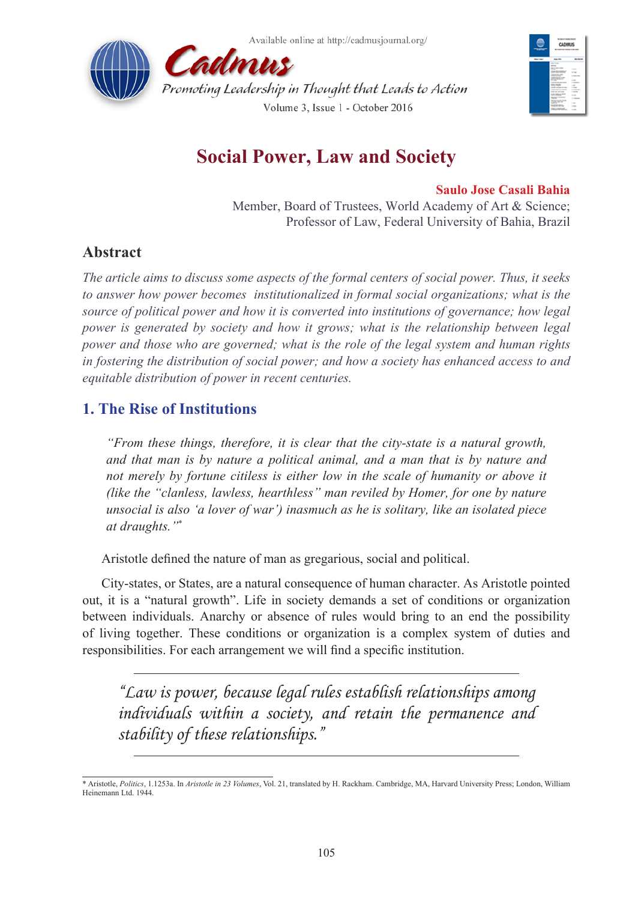# Social Power, Law and Society

**Saulo Jose Casali Bahia**

Member, Board of Trustees, World Academy of Art & Science;
Professor of Law, Federal University of Bahia, Brazil

## Abstract

*The article aims to discuss some aspects of the formal centers of social power. Thus, it seeks to answer how power becomes institutionalized in formal social organizations; what is the source of political power and how it is converted into institutions of governance; how legal power is generated by society and how it grows; what is the relationship between legal power and those who are governed; what is the role of the legal system and human rights in fostering the distribution of social power; and how a society has enhanced access to and equitable distribution of power in recent centuries.*

## 1. The Rise of Institutions

> *"From these things, therefore, it is clear that the city-state is a natural growth, and that man is by nature a political animal, and a man that is by nature and not merely by fortune citiless is either low in the scale of humanity or above it (like the "clanless, lawless, hearthless" man reviled by Homer, for one by nature unsocial is also 'a lover of war') inasmuch as he is solitary, like an isolated piece at draughts."*[*]

Aristotle defined the nature of man as gregarious, social and political.

City-states, or States, are a natural consequence of human character. As Aristotle pointed out, it is a "natural growth". Life in society demands a set of conditions or organization between individuals. Anarchy or absence of rules would bring to an end the possibility of living together. These conditions or organization is a complex system of duties and responsibilities. For each arrangement we will find a specific institution.

> *"Law is power, because legal rules establish relationships among individuals within a society, and retain the permanence and stability of these relationships."*

---

[*] Aristotle, *Politics*, 1.1253a. In *Aristotle in 23 Volumes*, Vol. 21, translated by H. Rackham. Cambridge, MA, Harvard University Press; London, William Heinemann Ltd. 1944.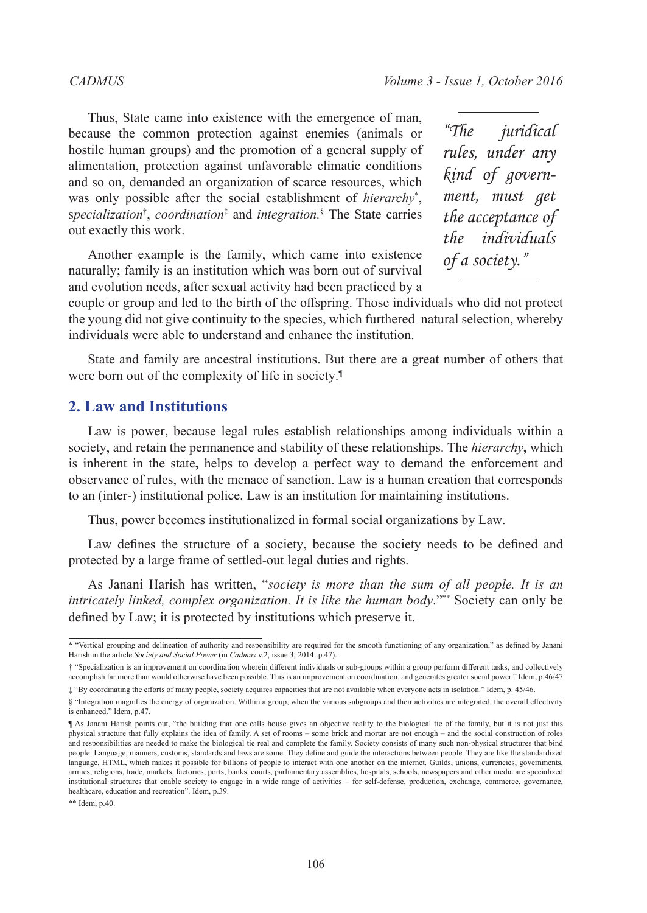Thus, State came into existence with the emergence of man, because the common protection against enemies (animals or hostile human groups) and the promotion of a general supply of alimentation, protection against unfavorable climatic conditions and so on, demanded an organization of scarce resources, which was only possible after the social establishment of *hierarchy*[*], s*pecialization*[†], *coordination*[‡] and *integration*.[§] The State carries out exactly this work.

> *"The juridical rules, under any kind of government, must get the acceptance of the individuals of a society."*

Another example is the family, which came into existence naturally; family is an institution which was born out of survival and evolution needs, after sexual activity had been practiced by a couple or group and led to the birth of the offspring. Those individuals who did not protect the young did not give continuity to the species, which furthered natural selection, whereby individuals were able to understand and enhance the institution.

State and family are ancestral institutions. But there are a great number of others that were born out of the complexity of life in society.[¶]

## 2. Law and Institutions

Law is power, because legal rules establish relationships among individuals within a society, and retain the permanence and stability of these relationships. The *hierarchy***,** which is inherent in the state**,** helps to develop a perfect way to demand the enforcement and observance of rules, with the menace of sanction. Law is a human creation that corresponds to an (inter-) institutional police. Law is an institution for maintaining institutions.

Thus, power becomes institutionalized in formal social organizations by Law.

Law defines the structure of a society, because the society needs to be defined and protected by a large frame of settled-out legal duties and rights.

As Janani Harish has written, "*society is more than the sum of all people. It is an intricately linked, complex organization. It is like the human body*."[**] Society can only be defined by Law; it is protected by institutions which preserve it.

---

[*] "Vertical grouping and delineation of authority and responsibility are required for the smooth functioning of any organization," as defined by Janani Harish in the article *Society and Social Power* (in *Cadmus* v.2, issue 3, 2014: p.47).

[†] "Specialization is an improvement on coordination wherein different individuals or sub-groups within a group perform different tasks, and collectively accomplish far more than would otherwise have been possible. This is an improvement on coordination, and generates greater social power." Idem, p.46/47

[‡] "By coordinating the efforts of many people, society acquires capacities that are not available when everyone acts in isolation." Idem, p. 45/46.

[§] "Integration magnifies the energy of organization. Within a group, when the various subgroups and their activities are integrated, the overall effectivity is enhanced." Idem, p.47.

[¶] As Janani Harish points out, "the building that one calls house gives an objective reality to the biological tie of the family, but it is not just this physical structure that fully explains the idea of family. A set of rooms – some brick and mortar are not enough – and the social construction of roles and responsibilities are needed to make the biological tie real and complete the family. Society consists of many such non-physical structures that bind people. Language, manners, customs, standards and laws are some. They define and guide the interactions between people. They are like the standardized language, HTML, which makes it possible for billions of people to interact with one another on the internet. Guilds, unions, currencies, governments, armies, religions, trade, markets, factories, ports, banks, courts, parliamentary assemblies, hospitals, schools, newspapers and other media are specialized institutional structures that enable society to engage in a wide range of activities – for self-defense, production, exchange, commerce, governance, healthcare, education and recreation". Idem, p.39.

[**] Idem, p.40.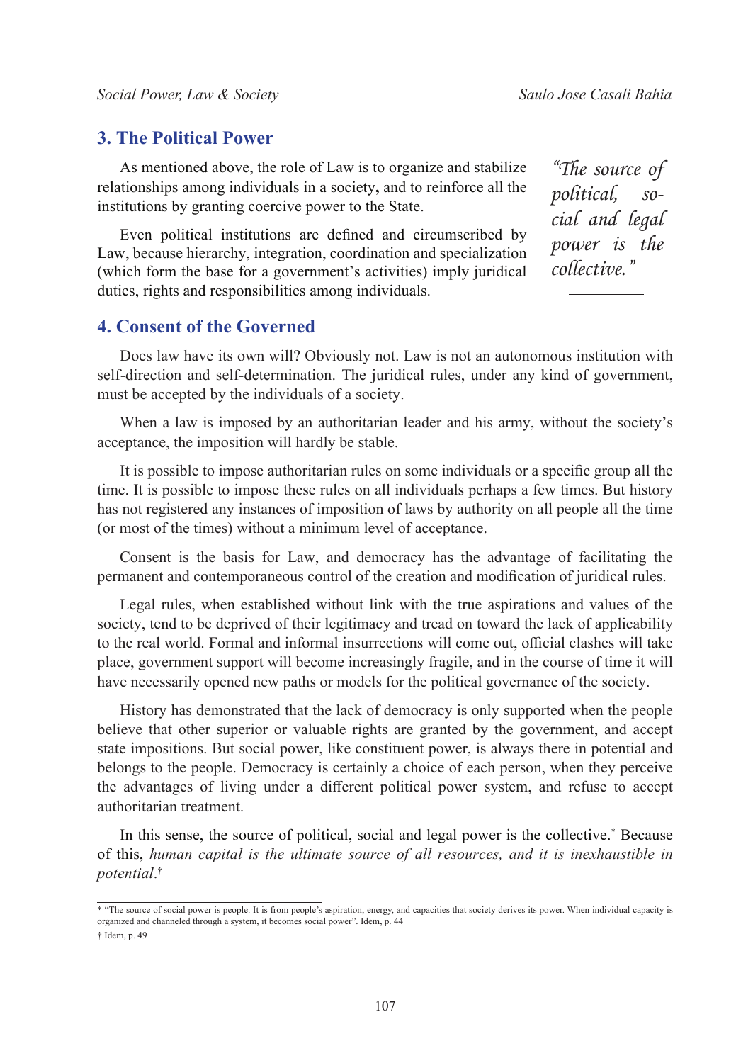## 3. The Political Power

As mentioned above, the role of Law is to organize and stabilize relationships among individuals in a society**,** and to reinforce all the institutions by granting coercive power to the State.

Even political institutions are defined and circumscribed by Law, because hierarchy, integration, coordination and specialization (which form the base for a government's activities) imply juridical duties, rights and responsibilities among individuals.

> *"The source of political, social and legal power is the collective."*

## 4. Consent of the Governed

Does law have its own will? Obviously not. Law is not an autonomous institution with self-direction and self-determination. The juridical rules, under any kind of government, must be accepted by the individuals of a society.

When a law is imposed by an authoritarian leader and his army, without the society's acceptance, the imposition will hardly be stable.

It is possible to impose authoritarian rules on some individuals or a specific group all the time. It is possible to impose these rules on all individuals perhaps a few times. But history has not registered any instances of imposition of laws by authority on all people all the time (or most of the times) without a minimum level of acceptance.

Consent is the basis for Law, and democracy has the advantage of facilitating the permanent and contemporaneous control of the creation and modification of juridical rules.

Legal rules, when established without link with the true aspirations and values of the society, tend to be deprived of their legitimacy and tread on toward the lack of applicability to the real world. Formal and informal insurrections will come out, official clashes will take place, government support will become increasingly fragile, and in the course of time it will have necessarily opened new paths or models for the political governance of the society.

History has demonstrated that the lack of democracy is only supported when the people believe that other superior or valuable rights are granted by the government, and accept state impositions. But social power, like constituent power, is always there in potential and belongs to the people. Democracy is certainly a choice of each person, when they perceive the advantages of living under a different political power system, and refuse to accept authoritarian treatment.

In this sense, the source of political, social and legal power is the collective.* Because of this, *human capital is the ultimate source of all resources, and it is inexhaustible in potential*.†

---

* "The source of social power is people. It is from people's aspiration, energy, and capacities that society derives its power. When individual capacity is organized and channeled through a system, it becomes social power". Idem, p. 44

† Idem, p. 49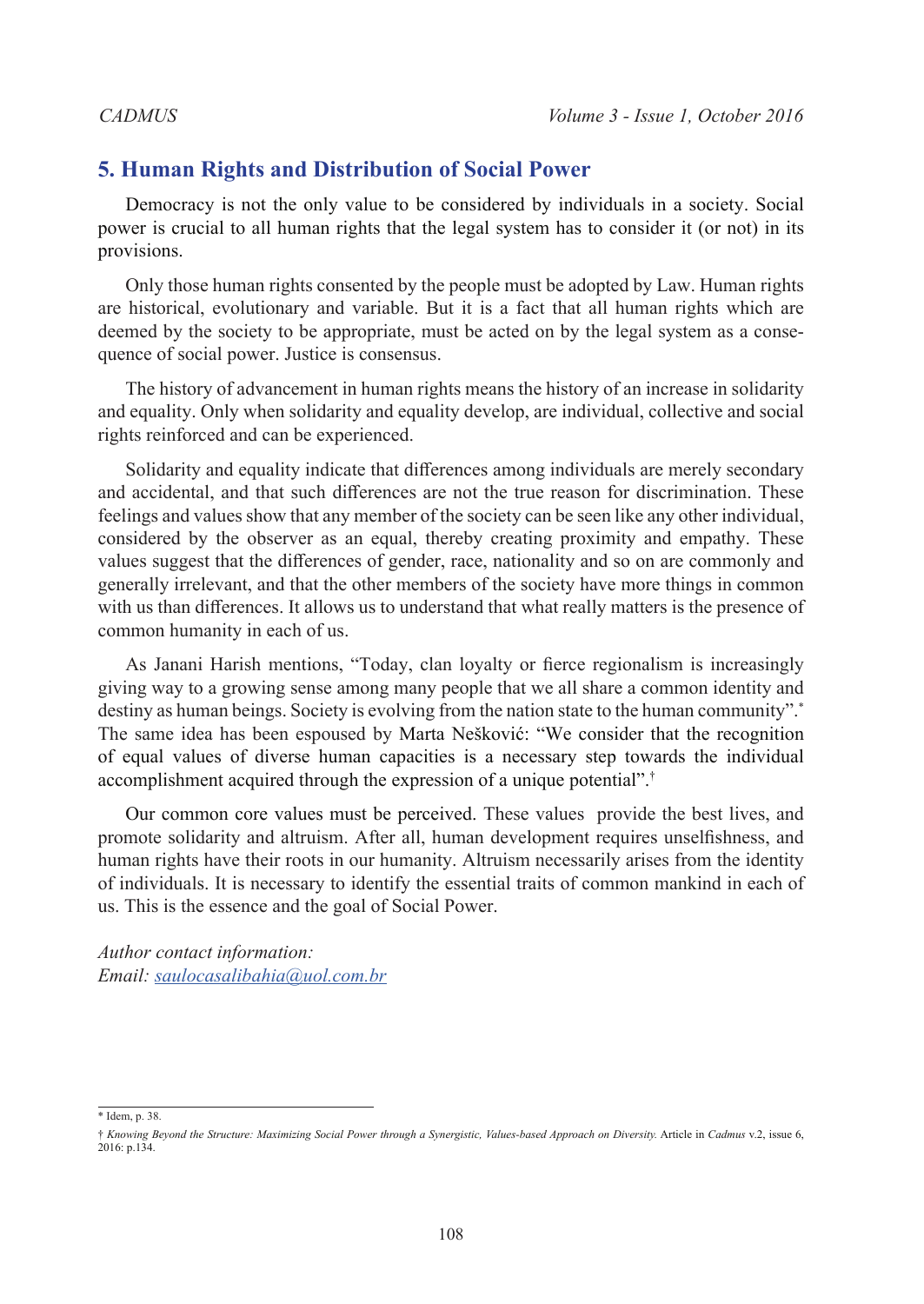## 5. Human Rights and Distribution of Social Power

Democracy is not the only value to be considered by individuals in a society. Social power is crucial to all human rights that the legal system has to consider it (or not) in its provisions.

Only those human rights consented by the people must be adopted by Law. Human rights are historical, evolutionary and variable. But it is a fact that all human rights which are deemed by the society to be appropriate, must be acted on by the legal system as a consequence of social power. Justice is consensus.

The history of advancement in human rights means the history of an increase in solidarity and equality. Only when solidarity and equality develop, are individual, collective and social rights reinforced and can be experienced.

Solidarity and equality indicate that differences among individuals are merely secondary and accidental, and that such differences are not the true reason for discrimination. These feelings and values show that any member of the society can be seen like any other individual, considered by the observer as an equal, thereby creating proximity and empathy. These values suggest that the differences of gender, race, nationality and so on are commonly and generally irrelevant, and that the other members of the society have more things in common with us than differences. It allows us to understand that what really matters is the presence of common humanity in each of us.

As Janani Harish mentions, "Today, clan loyalty or fierce regionalism is increasingly giving way to a growing sense among many people that we all share a common identity and destiny as human beings. Society is evolving from the nation state to the human community".[*] The same idea has been espoused by Marta Nešković: "We consider that the recognition of equal values of diverse human capacities is a necessary step towards the individual accomplishment acquired through the expression of a unique potential".[†]

Our common core values must be perceived. These values provide the best lives, and promote solidarity and altruism. After all, human development requires unselfishness, and human rights have their roots in our humanity. Altruism necessarily arises from the identity of individuals. It is necessary to identify the essential traits of common mankind in each of us. This is the essence and the goal of Social Power.

*Author contact information:*
*Email: saulocasalibahia@uol.com.br*

---

[*] Idem, p. 38.

[†] *Knowing Beyond the Structure: Maximizing Social Power through a Synergistic, Values-based Approach on Diversity.* Article in *Cadmus* v.2, issue 6, 2016: p.134.